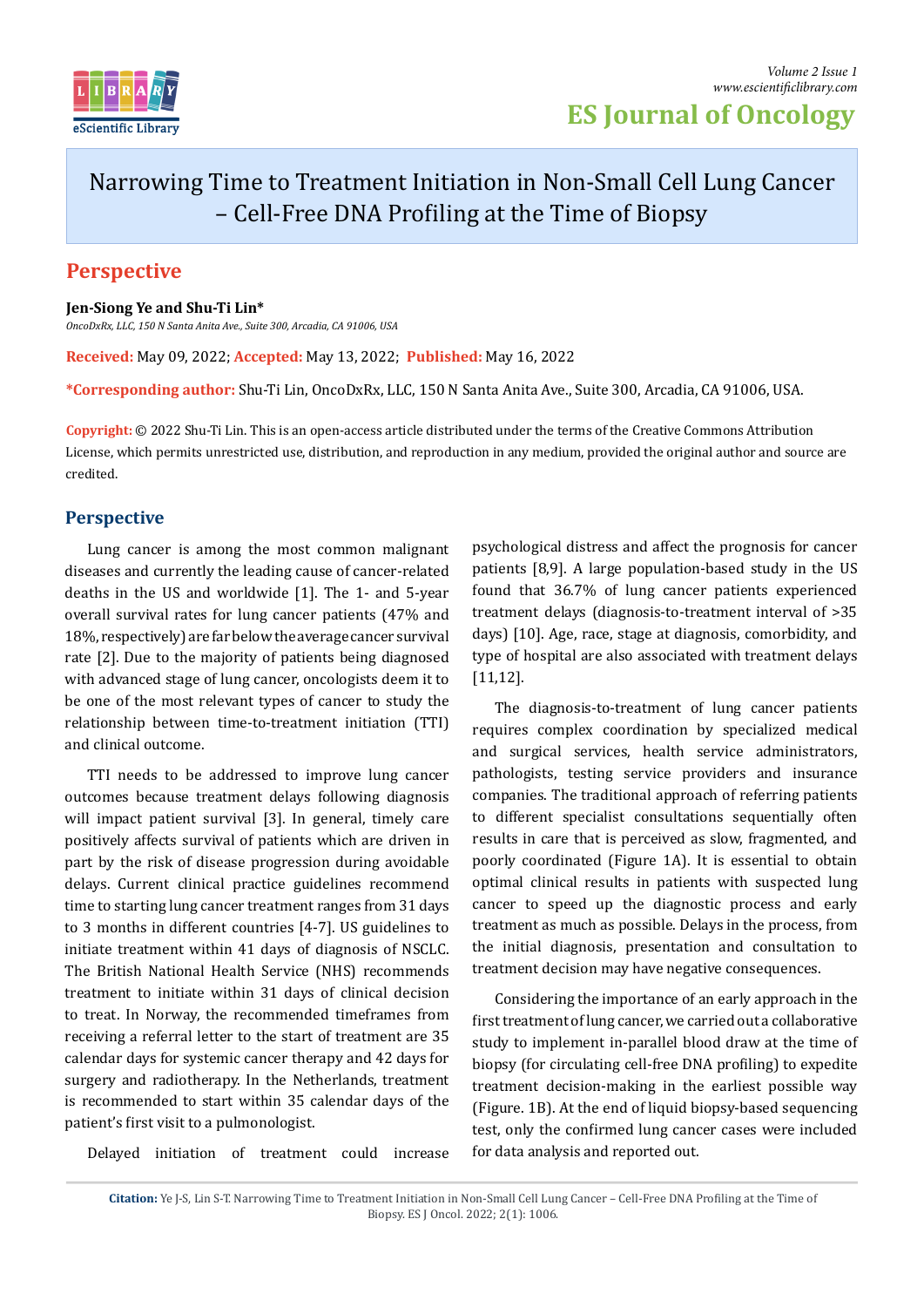# Narrowing Time to Treatment Initiation in Non-Small Cell Lung Cancer – Cell-Free DNA Profiling at the Time of Biopsy

## Perspective

**Jen-Siong Ye and Shu-Ti Lin***

*OncoDxRx, LLC, 150 N Santa Anita Ave., Suite 300, Arcadia, CA 91006, USA*

**Received:** May 09, 2022; **Accepted:** May 13, 2022; **Published:** May 16, 2022

***Corresponding author:** Shu-Ti Lin, OncoDxRx, LLC, 150 N Santa Anita Ave., Suite 300, Arcadia, CA 91006, USA.

**Copyright:** © 2022 Shu-Ti Lin. This is an open-access article distributed under the terms of the Creative Commons Attribution License, which permits unrestricted use, distribution, and reproduction in any medium, provided the original author and source are credited.

## Perspective

Lung cancer is among the most common malignant diseases and currently the leading cause of cancer-related deaths in the US and worldwide [1]. The 1- and 5-year overall survival rates for lung cancer patients (47% and 18%, respectively) are far below the average cancer survival rate [2]. Due to the majority of patients being diagnosed with advanced stage of lung cancer, oncologists deem it to be one of the most relevant types of cancer to study the relationship between time-to-treatment initiation (TTI) and clinical outcome.

TTI needs to be addressed to improve lung cancer outcomes because treatment delays following diagnosis will impact patient survival [3]. In general, timely care positively affects survival of patients which are driven in part by the risk of disease progression during avoidable delays. Current clinical practice guidelines recommend time to starting lung cancer treatment ranges from 31 days to 3 months in different countries [4-7]. US guidelines to initiate treatment within 41 days of diagnosis of NSCLC. The British National Health Service (NHS) recommends treatment to initiate within 31 days of clinical decision to treat. In Norway, the recommended timeframes from receiving a referral letter to the start of treatment are 35 calendar days for systemic cancer therapy and 42 days for surgery and radiotherapy. In the Netherlands, treatment is recommended to start within 35 calendar days of the patient's first visit to a pulmonologist.

Delayed initiation of treatment could increase psychological distress and affect the prognosis for cancer patients [8,9]. A large population-based study in the US found that 36.7% of lung cancer patients experienced treatment delays (diagnosis-to-treatment interval of >35 days) [10]. Age, race, stage at diagnosis, comorbidity, and type of hospital are also associated with treatment delays [11,12].

The diagnosis-to-treatment of lung cancer patients requires complex coordination by specialized medical and surgical services, health service administrators, pathologists, testing service providers and insurance companies. The traditional approach of referring patients to different specialist consultations sequentially often results in care that is perceived as slow, fragmented, and poorly coordinated (Figure 1A). It is essential to obtain optimal clinical results in patients with suspected lung cancer to speed up the diagnostic process and early treatment as much as possible. Delays in the process, from the initial diagnosis, presentation and consultation to treatment decision may have negative consequences.

Considering the importance of an early approach in the first treatment of lung cancer, we carried out a collaborative study to implement in-parallel blood draw at the time of biopsy (for circulating cell-free DNA profiling) to expedite treatment decision-making in the earliest possible way (Figure. 1B). At the end of liquid biopsy-based sequencing test, only the confirmed lung cancer cases were included for data analysis and reported out.

**Citation:** Ye J-S, Lin S-T. Narrowing Time to Treatment Initiation in Non-Small Cell Lung Cancer – Cell-Free DNA Profiling at the Time of Biopsy. ES J Oncol. 2022; 2(1): 1006.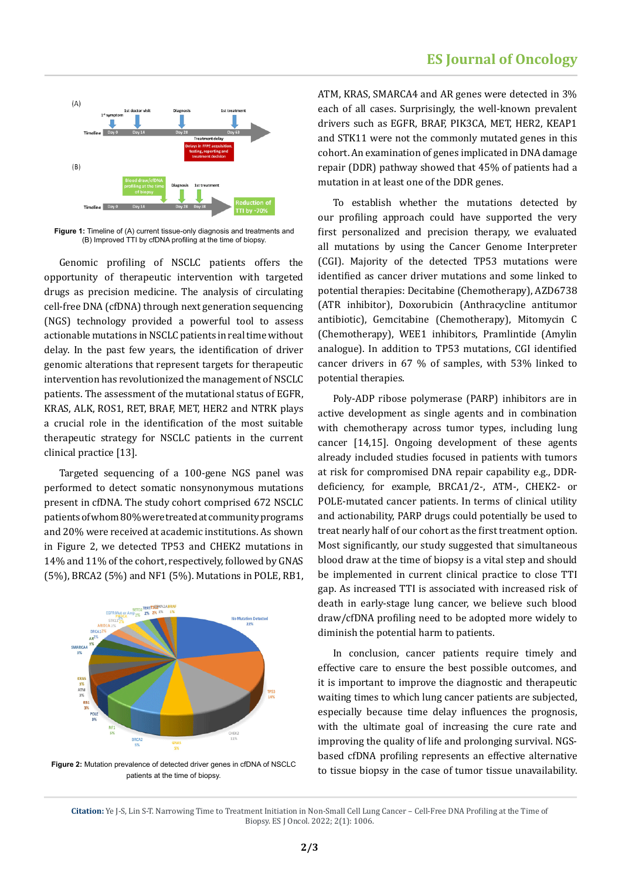Figure 1: Timeline of (A) current tissue-only diagnosis and treatments and (B) Improved TTI by cfDNA profiling at the time of biopsy.

Genomic profiling of NSCLC patients offers the opportunity of therapeutic intervention with targeted drugs as precision medicine. The analysis of circulating cell-free DNA (cfDNA) through next generation sequencing (NGS) technology provided a powerful tool to assess actionable mutations in NSCLC patients in real time without delay. In the past few years, the identification of driver genomic alterations that represent targets for therapeutic intervention has revolutionized the management of NSCLC patients. The assessment of the mutational status of EGFR, KRAS, ALK, ROS1, RET, BRAF, MET, HER2 and NTRK plays a crucial role in the identification of the most suitable therapeutic strategy for NSCLC patients in the current clinical practice [13].

Targeted sequencing of a 100-gene NGS panel was performed to detect somatic nonsynonymous mutations present in cfDNA. The study cohort comprised 672 NSCLC patients of whom 80% were treated at community programs and 20% were received at academic institutions. As shown in Figure 2, we detected TP53 and CHEK2 mutations in 14% and 11% of the cohort, respectively, followed by GNAS (5%), BRCA2 (5%) and NF1 (5%). Mutations in POLE, RB1, ATM, KRAS, SMARCA4 and AR genes were detected in 3% each of all cases. Surprisingly, the well-known prevalent drivers such as EGFR, BRAF, PIK3CA, MET, HER2, KEAP1 and STK11 were not the commonly mutated genes in this cohort. An examination of genes implicated in DNA damage repair (DDR) pathway showed that 45% of patients had a mutation in at least one of the DDR genes.

Figure 2: Mutation prevalence of detected driver genes in cfDNA of NSCLC patients at the time of biopsy.

To establish whether the mutations detected by our profiling approach could have supported the very first personalized and precision therapy, we evaluated all mutations by using the Cancer Genome Interpreter (CGI). Majority of the detected TP53 mutations were identified as cancer driver mutations and some linked to potential therapies: Decitabine (Chemotherapy), AZD6738 (ATR inhibitor), Doxorubicin (Anthracycline antitumor antibiotic), Gemcitabine (Chemotherapy), Mitomycin C (Chemotherapy), WEE1 inhibitors, Pramlintide (Amylin analogue). In addition to TP53 mutations, CGI identified cancer drivers in 67 % of samples, with 53% linked to potential therapies.

Poly-ADP ribose polymerase (PARP) inhibitors are in active development as single agents and in combination with chemotherapy across tumor types, including lung cancer [14,15]. Ongoing development of these agents already included studies focused in patients with tumors at risk for compromised DNA repair capability e.g., DDR-deficiency, for example, BRCA1/2-, ATM-, CHEK2- or POLE-mutated cancer patients. In terms of clinical utility and actionability, PARP drugs could potentially be used to treat nearly half of our cohort as the first treatment option. Most significantly, our study suggested that simultaneous blood draw at the time of biopsy is a vital step and should be implemented in current clinical practice to close TTI gap. As increased TTI is associated with increased risk of death in early-stage lung cancer, we believe such blood draw/cfDNA profiling need to be adopted more widely to diminish the potential harm to patients.

In conclusion, cancer patients require timely and effective care to ensure the best possible outcomes, and it is important to improve the diagnostic and therapeutic waiting times to which lung cancer patients are subjected, especially because time delay influences the prognosis, with the ultimate goal of increasing the cure rate and improving the quality of life and prolonging survival. NGS-based cfDNA profiling represents an effective alternative to tissue biopsy in the case of tumor tissue unavailability.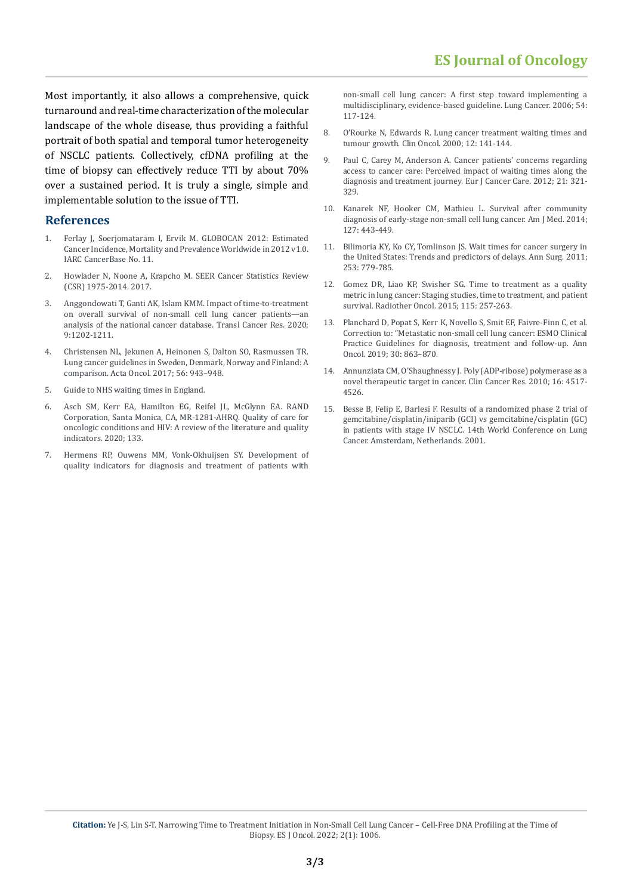Most importantly, it also allows a comprehensive, quick turnaround and real-time characterization of the molecular landscape of the whole disease, thus providing a faithful portrait of both spatial and temporal tumor heterogeneity of NSCLC patients. Collectively, cfDNA profiling at the time of biopsy can effectively reduce TTI by about 70% over a sustained period. It is truly a single, simple and implementable solution to the issue of TTI.

## References

1. Ferlay J, Soerjomataram I, Ervik M. GLOBOCAN 2012: Estimated Cancer Incidence, Mortality and Prevalence Worldwide in 2012 v1.0. IARC CancerBase No. 11.
2. Howlader N, Noone A, Krapcho M. SEER Cancer Statistics Review (CSR) 1975-2014. 2017.
3. Anggondowati T, Ganti AK, Islam KMM. Impact of time-to-treatment on overall survival of non-small cell lung cancer patients—an analysis of the national cancer database. Transl Cancer Res. 2020; 9:1202-1211.
4. Christensen NL, Jekunen A, Heinonen S, Dalton SO, Rasmussen TR. Lung cancer guidelines in Sweden, Denmark, Norway and Finland: A comparison. Acta Oncol. 2017; 56: 943–948.
5. Guide to NHS waiting times in England.
6. Asch SM, Kerr EA, Hamilton EG, Reifel JL, McGlynn EA. RAND Corporation, Santa Monica, CA, MR-1281-AHRQ. Quality of care for oncologic conditions and HIV: A review of the literature and quality indicators. 2020; 133.
7. Hermens RP, Ouwens MM, Vonk-Okhuijsen SY. Development of quality indicators for diagnosis and treatment of patients with non-small cell lung cancer: A first step toward implementing a multidisciplinary, evidence-based guideline. Lung Cancer. 2006; 54: 117-124.
8. O'Rourke N, Edwards R. Lung cancer treatment waiting times and tumour growth. Clin Oncol. 2000; 12: 141-144.
9. Paul C, Carey M, Anderson A. Cancer patients' concerns regarding access to cancer care: Perceived impact of waiting times along the diagnosis and treatment journey. Eur J Cancer Care. 2012; 21: 321-329.
10. Kanarek NF, Hooker CM, Mathieu L. Survival after community diagnosis of early-stage non-small cell lung cancer. Am J Med. 2014; 127: 443-449.
11. Bilimoria KY, Ko CY, Tomlinson JS. Wait times for cancer surgery in the United States: Trends and predictors of delays. Ann Surg. 2011; 253: 779-785.
12. Gomez DR, Liao KP, Swisher SG. Time to treatment as a quality metric in lung cancer: Staging studies, time to treatment, and patient survival. Radiother Oncol. 2015; 115: 257-263.
13. Planchard D, Popat S, Kerr K, Novello S, Smit EF, Faivre-Finn C, et al. Correction to: "Metastatic non-small cell lung cancer: ESMO Clinical Practice Guidelines for diagnosis, treatment and follow-up. Ann Oncol. 2019; 30: 863–870.
14. Annunziata CM, O'Shaughnessy J. Poly (ADP-ribose) polymerase as a novel therapeutic target in cancer. Clin Cancer Res. 2010; 16: 4517-4526.
15. Besse B, Felip E, Barlesi F. Results of a randomized phase 2 trial of gemcitabine/cisplatin/iniparib (GCI) vs gemcitabine/cisplatin (GC) in patients with stage IV NSCLC. 14th World Conference on Lung Cancer. Amsterdam, Netherlands. 2001.

**Citation:** Ye J-S, Lin S-T. Narrowing Time to Treatment Initiation in Non-Small Cell Lung Cancer – Cell-Free DNA Profiling at the Time of Biopsy. ES J Oncol. 2022; 2(1): 1006.